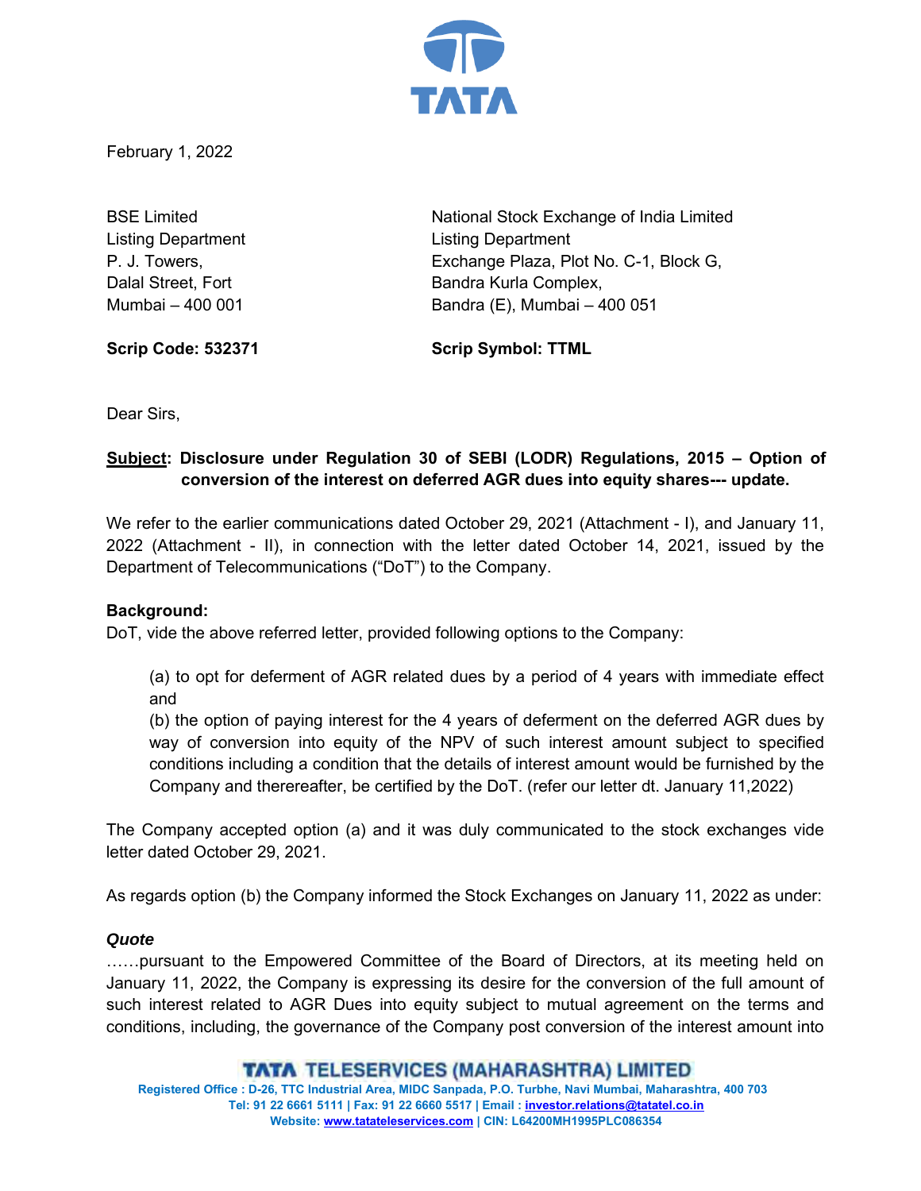February 1, 2022

BSE Limited
Listing Department
P. J. Towers,
Dalal Street, Fort
Mumbai – 400 001

**Scrip Code: 532371**

National Stock Exchange of India Limited
Listing Department
Exchange Plaza, Plot No. C-1, Block G,
Bandra Kurla Complex,
Bandra (E), Mumbai – 400 051

**Scrip Symbol: TTML**

Dear Sirs,

**Subject: Disclosure under Regulation 30 of SEBI (LODR) Regulations, 2015 – Option of conversion of the interest on deferred AGR dues into equity shares--- update.**

We refer to the earlier communications dated October 29, 2021 (Attachment - I), and January 11, 2022 (Attachment - II), in connection with the letter dated October 14, 2021, issued by the Department of Telecommunications ("DoT") to the Company.

**Background:**
DoT, vide the above referred letter, provided following options to the Company:

(a) to opt for deferment of AGR related dues by a period of 4 years with immediate effect and
(b) the option of paying interest for the 4 years of deferment on the deferred AGR dues by way of conversion into equity of the NPV of such interest amount subject to specified conditions including a condition that the details of interest amount would be furnished by the Company and therereafter, be certified by the DoT. (refer our letter dt. January 11,2022)

The Company accepted option (a) and it was duly communicated to the stock exchanges vide letter dated October 29, 2021.

As regards option (b) the Company informed the Stock Exchanges on January 11, 2022 as under:

***Quote***
……pursuant to the Empowered Committee of the Board of Directors, at its meeting held on January 11, 2022, the Company is expressing its desire for the conversion of the full amount of such interest related to AGR Dues into equity subject to mutual agreement on the terms and conditions, including, the governance of the Company post conversion of the interest amount into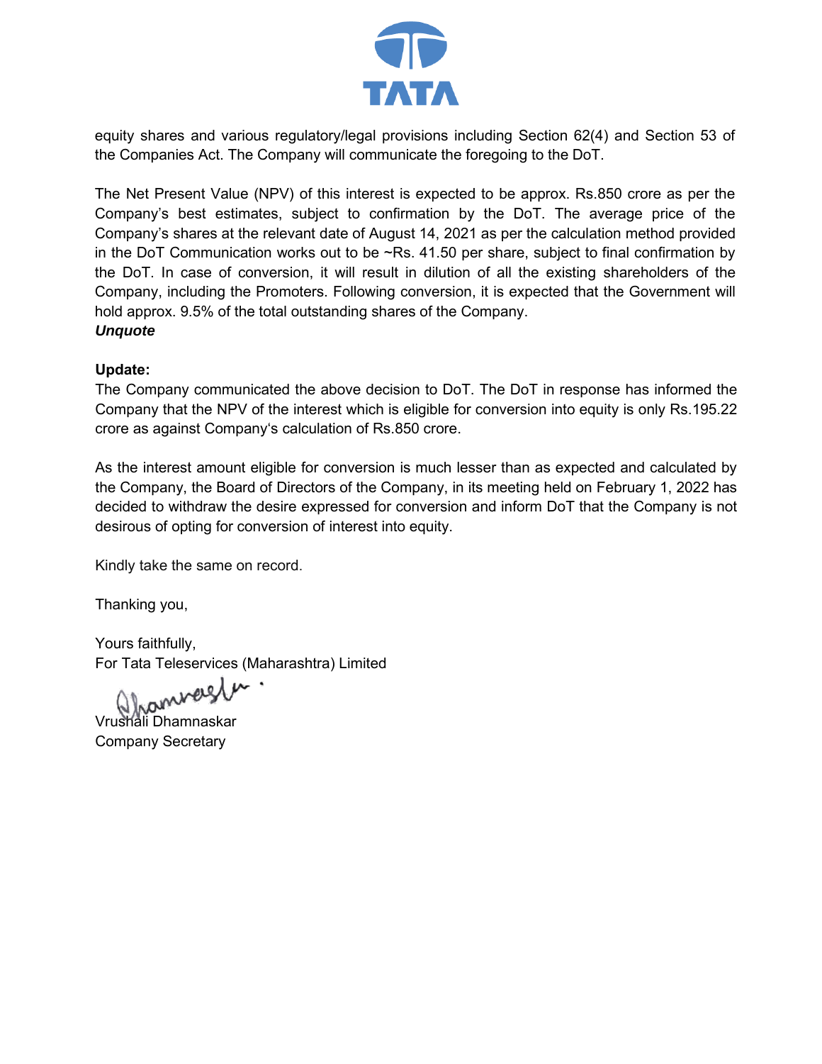equity shares and various regulatory/legal provisions including Section 62(4) and Section 53 of the Companies Act. The Company will communicate the foregoing to the DoT.

The Net Present Value (NPV) of this interest is expected to be approx. Rs.850 crore as per the Company's best estimates, subject to confirmation by the DoT. The average price of the Company's shares at the relevant date of August 14, 2021 as per the calculation method provided in the DoT Communication works out to be ~Rs. 41.50 per share, subject to final confirmation by the DoT. In case of conversion, it will result in dilution of all the existing shareholders of the Company, including the Promoters. Following conversion, it is expected that the Government will hold approx. 9.5% of the total outstanding shares of the Company.

***Unquote***

**Update:**

The Company communicated the above decision to DoT. The DoT in response has informed the Company that the NPV of the interest which is eligible for conversion into equity is only Rs.195.22 crore as against Company's calculation of Rs.850 crore.

As the interest amount eligible for conversion is much lesser than as expected and calculated by the Company, the Board of Directors of the Company, in its meeting held on February 1, 2022 has decided to withdraw the desire expressed for conversion and inform DoT that the Company is not desirous of opting for conversion of interest into equity.

Kindly take the same on record.

Thanking you,

Yours faithfully,
For Tata Teleservices (Maharashtra) Limited

Vrushali Dhamnaskar
Company Secretary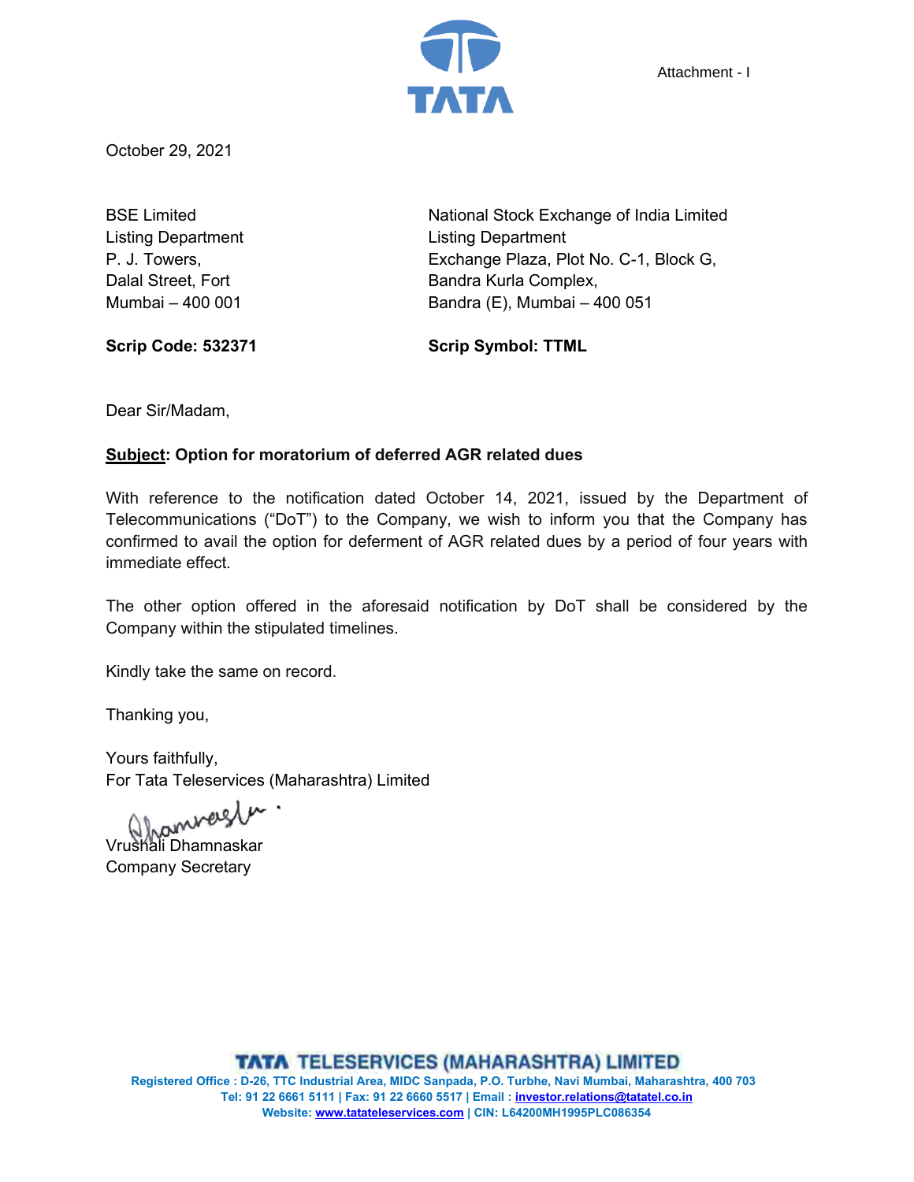Attachment - I

October 29, 2021

BSE Limited
Listing Department
P. J. Towers,
Dalal Street, Fort
Mumbai – 400 001

**Scrip Code: 532371**

National Stock Exchange of India Limited
Listing Department
Exchange Plaza, Plot No. C-1, Block G,
Bandra Kurla Complex,
Bandra (E), Mumbai – 400 051

**Scrip Symbol: TTML**

Dear Sir/Madam,

**Subject: Option for moratorium of deferred AGR related dues**

With reference to the notification dated October 14, 2021, issued by the Department of Telecommunications ("DoT") to the Company, we wish to inform you that the Company has confirmed to avail the option for deferment of AGR related dues by a period of four years with immediate effect.

The other option offered in the aforesaid notification by DoT shall be considered by the Company within the stipulated timelines.

Kindly take the same on record.

Thanking you,

Yours faithfully,
For Tata Teleservices (Maharashtra) Limited

Vrushali Dhamnaskar
Company Secretary

**TATA TELESERVICES (MAHARASHTRA) LIMITED**
Registered Office : D-26, TTC Industrial Area, MIDC Sanpada, P.O. Turbhe, Navi Mumbai, Maharashtra, 400 703
Tel: 91 22 6661 5111 | Fax: 91 22 6660 5517 | Email : investor.relations@tatatel.co.in
Website: www.tatateleservices.com | CIN: L64200MH1995PLC086354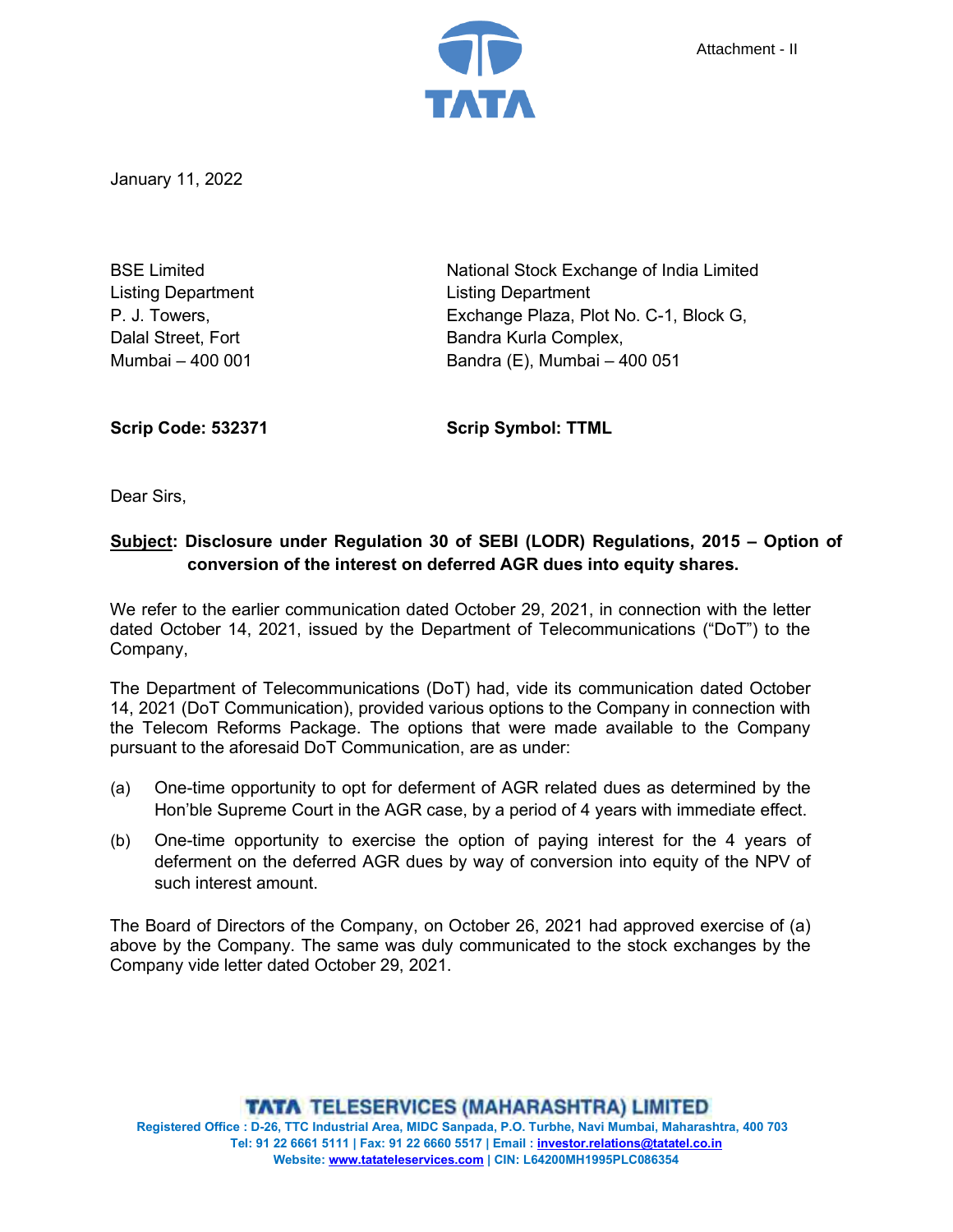Attachment - II

January 11, 2022

BSE Limited
Listing Department
P. J. Towers,
Dalal Street, Fort
Mumbai – 400 001

National Stock Exchange of India Limited
Listing Department
Exchange Plaza, Plot No. C-1, Block G,
Bandra Kurla Complex,
Bandra (E), Mumbai – 400 051

**Scrip Code: 532371**

**Scrip Symbol: TTML**

Dear Sirs,

**Subject: Disclosure under Regulation 30 of SEBI (LODR) Regulations, 2015 – Option of conversion of the interest on deferred AGR dues into equity shares.**

We refer to the earlier communication dated October 29, 2021, in connection with the letter dated October 14, 2021, issued by the Department of Telecommunications ("DoT") to the Company,

The Department of Telecommunications (DoT) had, vide its communication dated October 14, 2021 (DoT Communication), provided various options to the Company in connection with the Telecom Reforms Package. The options that were made available to the Company pursuant to the aforesaid DoT Communication, are as under:

(a) One-time opportunity to opt for deferment of AGR related dues as determined by the Hon'ble Supreme Court in the AGR case, by a period of 4 years with immediate effect.

(b) One-time opportunity to exercise the option of paying interest for the 4 years of deferment on the deferred AGR dues by way of conversion into equity of the NPV of such interest amount.

The Board of Directors of the Company, on October 26, 2021 had approved exercise of (a) above by the Company. The same was duly communicated to the stock exchanges by the Company vide letter dated October 29, 2021.

TATA TELESERVICES (MAHARASHTRA) LIMITED
Registered Office : D-26, TTC Industrial Area, MIDC Sanpada, P.O. Turbhe, Navi Mumbai, Maharashtra, 400 703
Tel: 91 22 6661 5111 | Fax: 91 22 6660 5517 | Email : investor.relations@tatatel.co.in
Website: www.tatateleservices.com | CIN: L64200MH1995PLC086354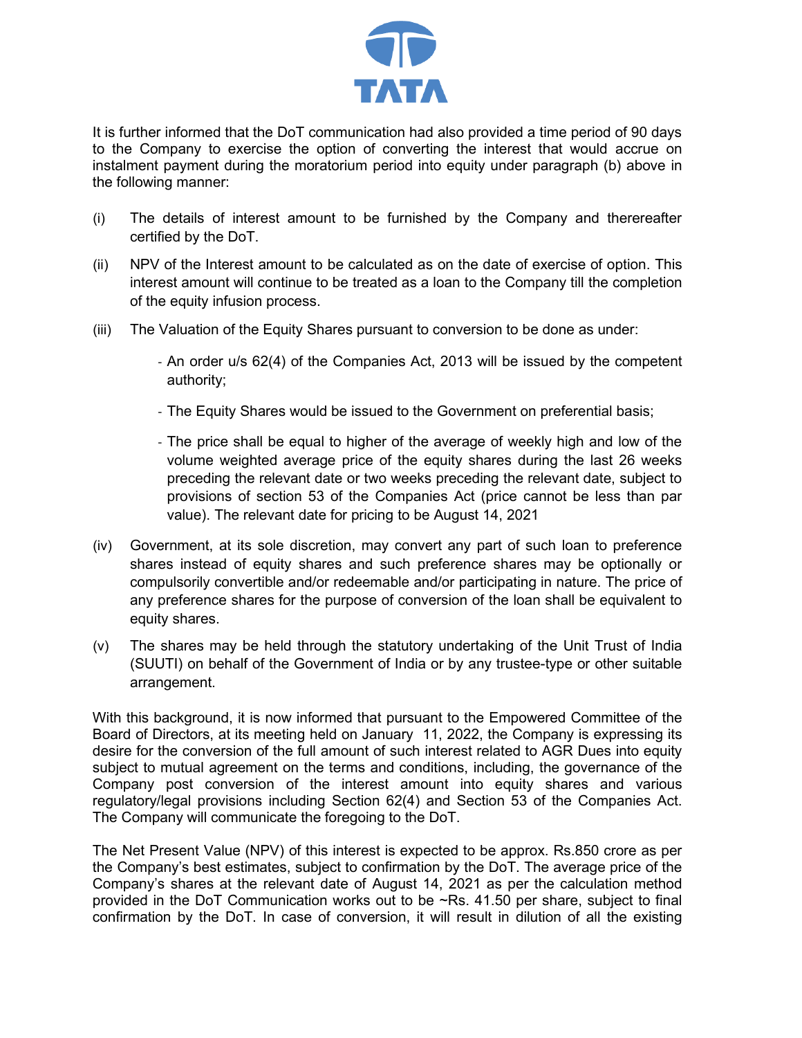It is further informed that the DoT communication had also provided a time period of 90 days to the Company to exercise the option of converting the interest that would accrue on instalment payment during the moratorium period into equity under paragraph (b) above in the following manner:

(i) The details of interest amount to be furnished by the Company and therereafter certified by the DoT.

(ii) NPV of the Interest amount to be calculated as on the date of exercise of option. This interest amount will continue to be treated as a loan to the Company till the completion of the equity infusion process.

(iii) The Valuation of the Equity Shares pursuant to conversion to be done as under:

- An order u/s 62(4) of the Companies Act, 2013 will be issued by the competent authority;
- The Equity Shares would be issued to the Government on preferential basis;
- The price shall be equal to higher of the average of weekly high and low of the volume weighted average price of the equity shares during the last 26 weeks preceding the relevant date or two weeks preceding the relevant date, subject to provisions of section 53 of the Companies Act (price cannot be less than par value). The relevant date for pricing to be August 14, 2021

(iv) Government, at its sole discretion, may convert any part of such loan to preference shares instead of equity shares and such preference shares may be optionally or compulsorily convertible and/or redeemable and/or participating in nature. The price of any preference shares for the purpose of conversion of the loan shall be equivalent to equity shares.

(v) The shares may be held through the statutory undertaking of the Unit Trust of India (SUUTI) on behalf of the Government of India or by any trustee-type or other suitable arrangement.

With this background, it is now informed that pursuant to the Empowered Committee of the Board of Directors, at its meeting held on January 11, 2022, the Company is expressing its desire for the conversion of the full amount of such interest related to AGR Dues into equity subject to mutual agreement on the terms and conditions, including, the governance of the Company post conversion of the interest amount into equity shares and various regulatory/legal provisions including Section 62(4) and Section 53 of the Companies Act. The Company will communicate the foregoing to the DoT.

The Net Present Value (NPV) of this interest is expected to be approx. Rs.850 crore as per the Company's best estimates, subject to confirmation by the DoT. The average price of the Company's shares at the relevant date of August 14, 2021 as per the calculation method provided in the DoT Communication works out to be ~Rs. 41.50 per share, subject to final confirmation by the DoT. In case of conversion, it will result in dilution of all the existing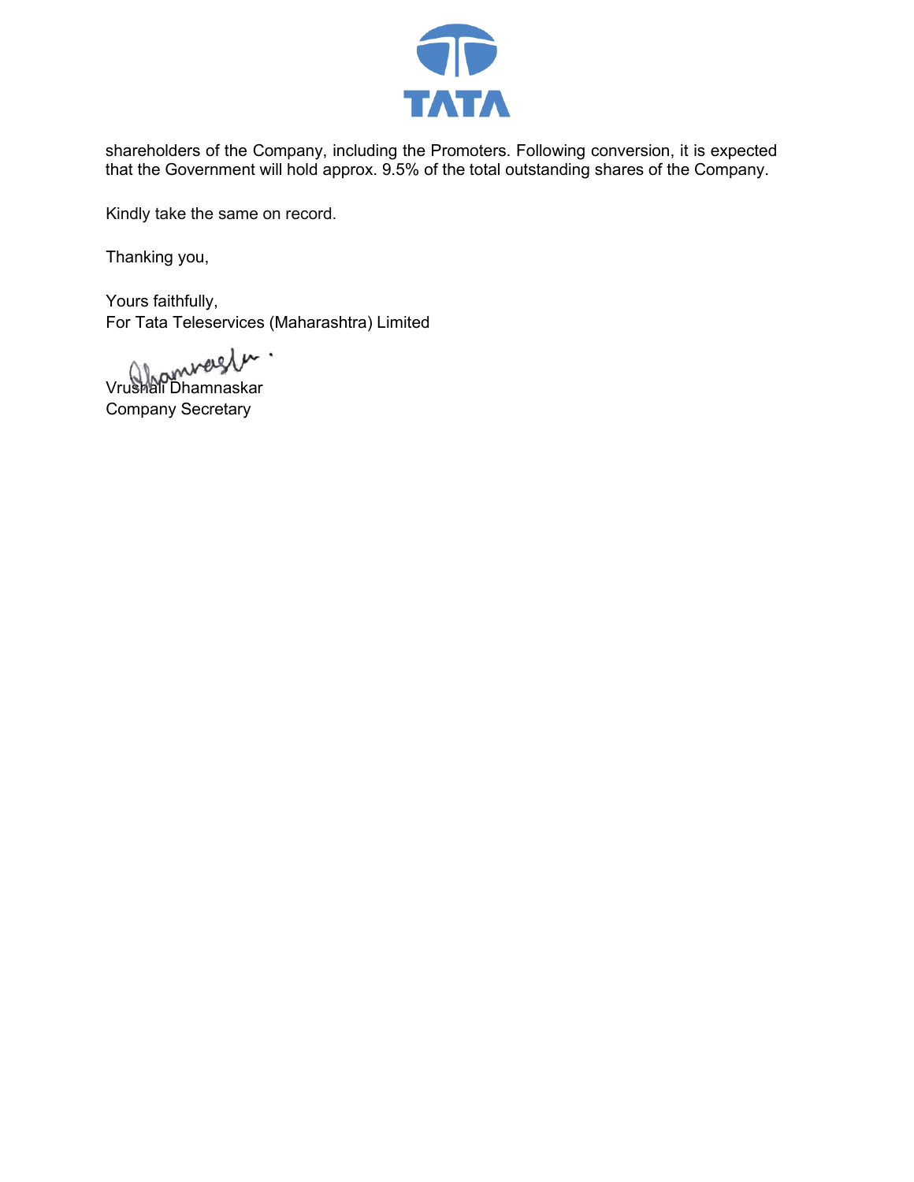shareholders of the Company, including the Promoters. Following conversion, it is expected that the Government will hold approx. 9.5% of the total outstanding shares of the Company.

Kindly take the same on record.

Thanking you,

Yours faithfully,
For Tata Teleservices (Maharashtra) Limited

Vrushali Dhamnaskar
Company Secretary